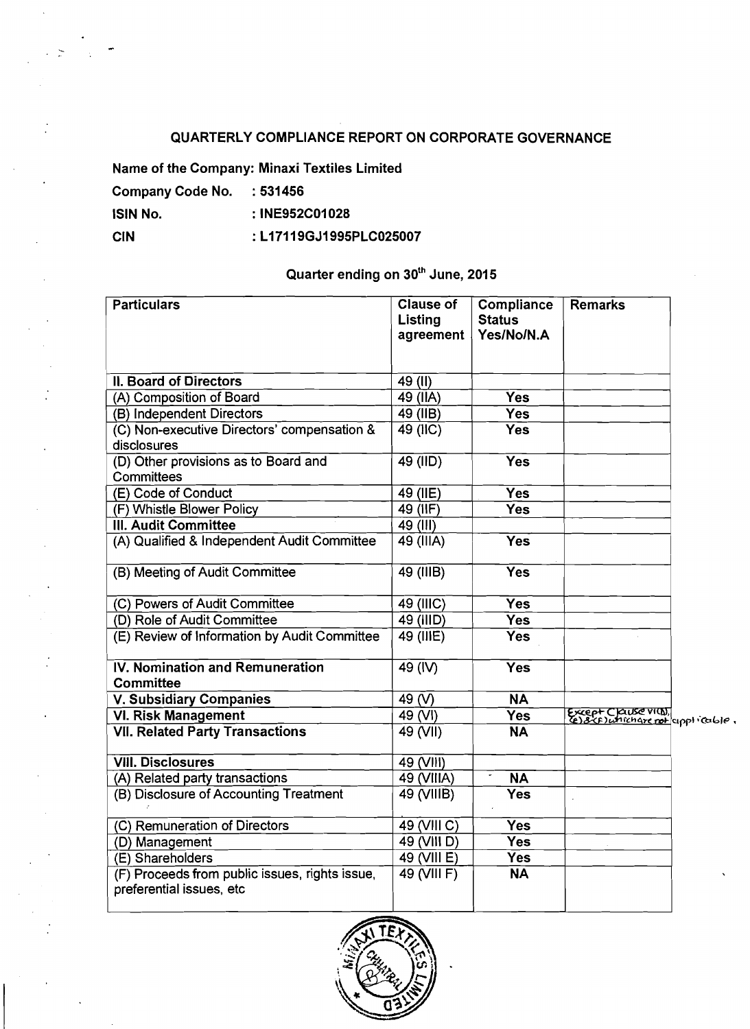# QUARTERLY COMPLIANCE REPORT ON CORPORATE GOVERNANCE

**Name of the Company: Minaxi Textiles Limited**

**Company Code No.** : **531456**

**ISIN No.** : **INE952C01028**

**CIN** : **L17119GJ1995PLC025007**

## Quarter ending on 30th June, 2015

| Particulars | Clause of Listing agreement | Compliance Status Yes/No/N.A | Remarks |
|---|---|---|---|
| **II. Board of Directors** | 49 (II) | | |
| (A) Composition of Board | 49 (IIA) | **Yes** | |
| (B) Independent Directors | 49 (IIB) | **Yes** | |
| (C) Non-executive Directors' compensation & disclosures | 49 (IIC) | **Yes** | |
| (D) Other provisions as to Board and Committees | 49 (IID) | **Yes** | |
| (E) Code of Conduct | 49 (IIE) | **Yes** | |
| (F) Whistle Blower Policy | 49 (IIF) | **Yes** | |
| **III. Audit Committee** | 49 (III) | | |
| (A) Qualified & Independent Audit Committee | 49 (IIIA) | **Yes** | |
| (B) Meeting of Audit Committee | 49 (IIIB) | **Yes** | |
| (C) Powers of Audit Committee | 49 (IIIC) | **Yes** | |
| (D) Role of Audit Committee | 49 (IIID) | **Yes** | |
| (E) Review of Information by Audit Committee | 49 (IIIE) | **Yes** | |
| **IV. Nomination and Remuneration Committee** | 49 (IV) | **Yes** | |
| **V. Subsidiary Companies** | 49 (V) | **NA** | |
| **VI. Risk Management** | 49 (VI) | **Yes** | Except Clause VI(B), (E)&(F) which are not applicable. |
| **VII. Related Party Transactions** | 49 (VII) | **NA** | |
| **VIII. Disclosures** | 49 (VIII) | | |
| (A) Related party transactions | 49 (VIIIA) | **NA** | |
| (B) Disclosure of Accounting Treatment | 49 (VIIIB) | **Yes** | |
| (C) Remuneration of Directors | 49 (VIII C) | **Yes** | |
| (D) Management | 49 (VIII D) | **Yes** | |
| (E) Shareholders | 49 (VIII E) | **Yes** | |
| (F) Proceeds from public issues, rights issue, preferential issues, etc | 49 (VIII F) | **NA** | |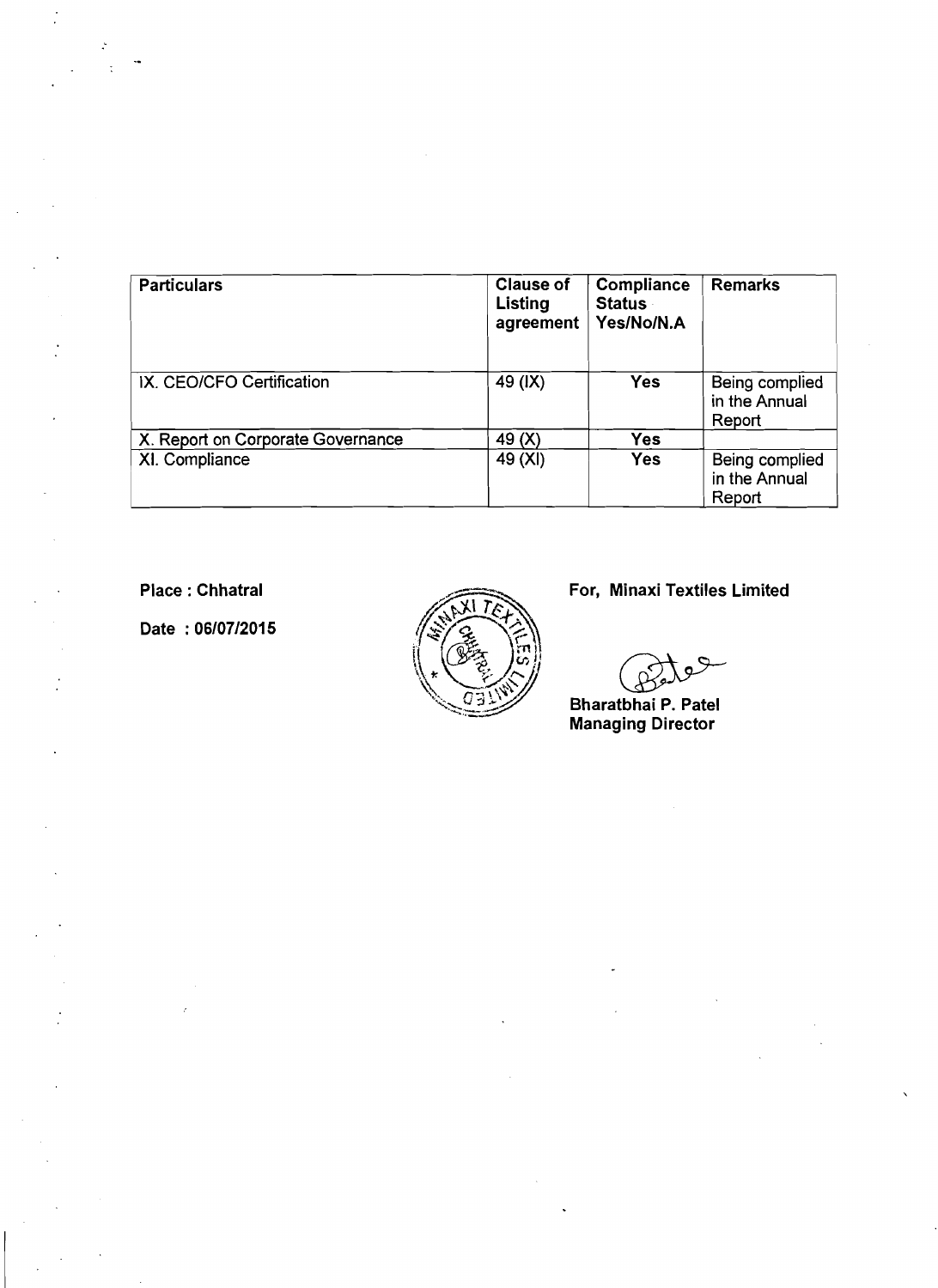| Particulars | Clause of Listing agreement | Compliance Status Yes/No/N.A | Remarks |
|---|---|---|---|
| IX. CEO/CFO Certification | 49 (IX) | Yes | Being complied in the Annual Report |
| X. Report on Corporate Governance | 49 (X) | Yes | |
| XI. Compliance | 49 (XI) | Yes | Being complied in the Annual Report |

**Place : Chhatral**

**Date : 06/07/2015**

**For, Minaxi Textiles Limited**

**Bharatbhai P. Patel**
**Managing Director**